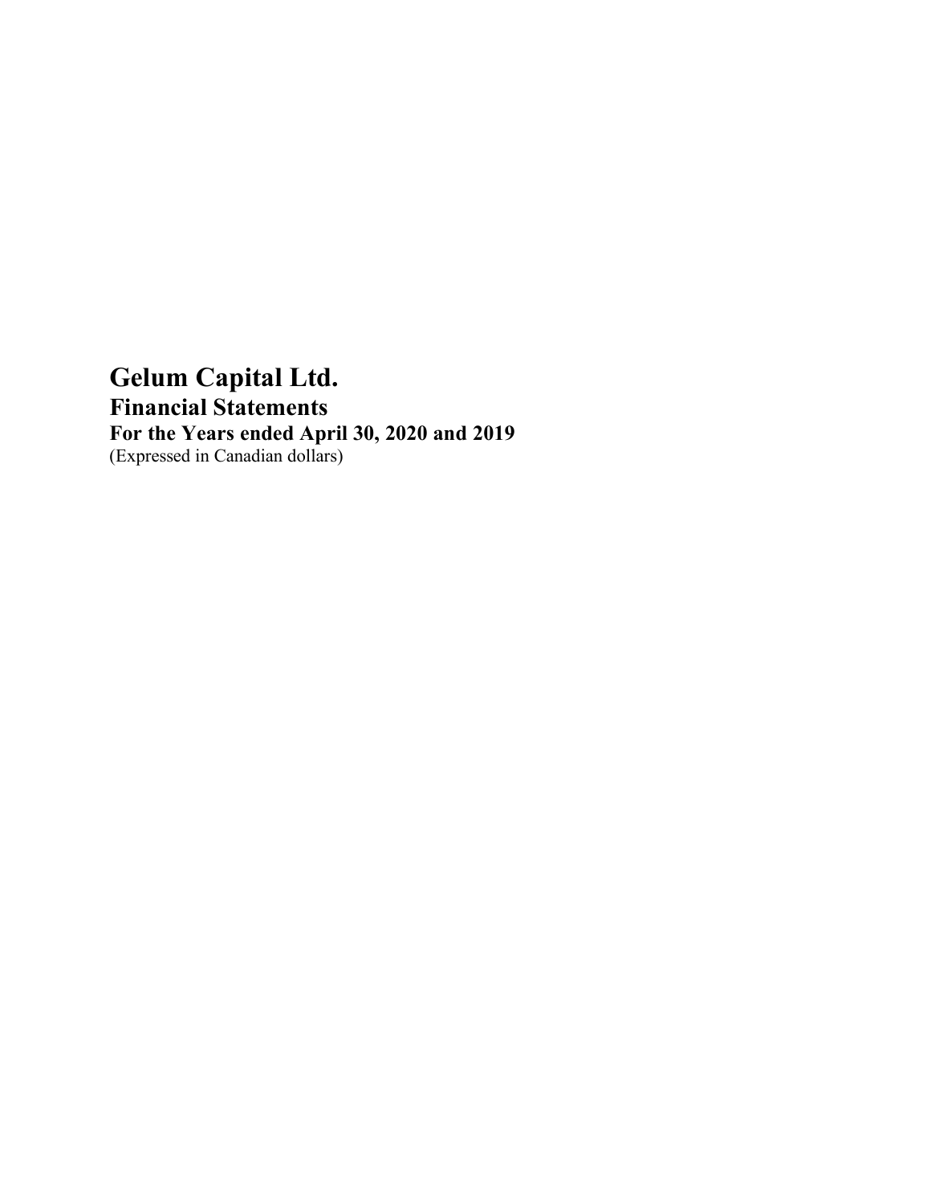# Gelum Capital Ltd.

## Financial Statements

### For the Years ended April 30, 2020 and 2019

(Expressed in Canadian dollars)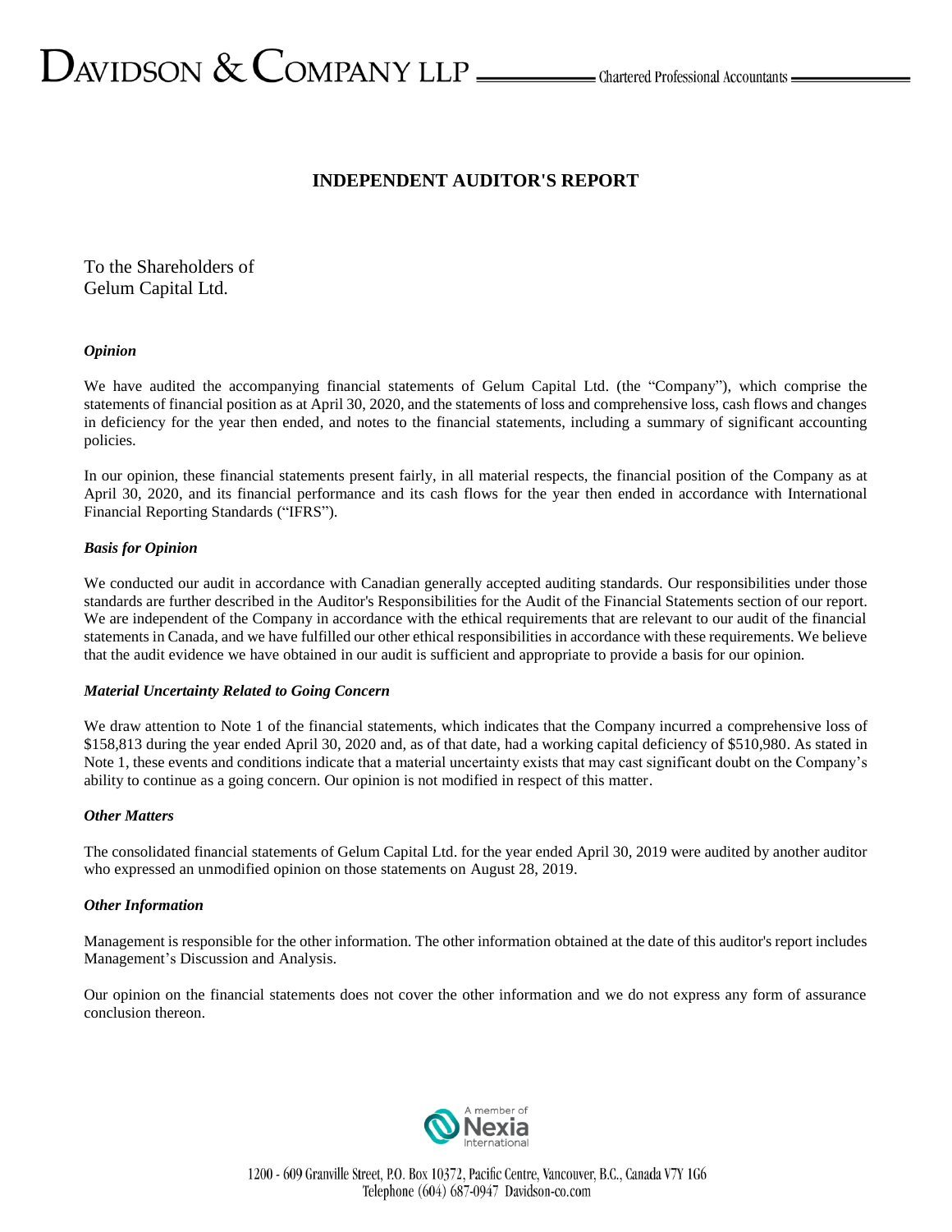# DAVIDSON & COMPANY LLP — Chartered Professional Accountants

## INDEPENDENT AUDITOR'S REPORT

To the Shareholders of
Gelum Capital Ltd.

### *Opinion*

We have audited the accompanying financial statements of Gelum Capital Ltd. (the "Company"), which comprise the statements of financial position as at April 30, 2020, and the statements of loss and comprehensive loss, cash flows and changes in deficiency for the year then ended, and notes to the financial statements, including a summary of significant accounting policies.

In our opinion, these financial statements present fairly, in all material respects, the financial position of the Company as at April 30, 2020, and its financial performance and its cash flows for the year then ended in accordance with International Financial Reporting Standards ("IFRS").

### *Basis for Opinion*

We conducted our audit in accordance with Canadian generally accepted auditing standards. Our responsibilities under those standards are further described in the Auditor's Responsibilities for the Audit of the Financial Statements section of our report. We are independent of the Company in accordance with the ethical requirements that are relevant to our audit of the financial statements in Canada, and we have fulfilled our other ethical responsibilities in accordance with these requirements. We believe that the audit evidence we have obtained in our audit is sufficient and appropriate to provide a basis for our opinion.

### *Material Uncertainty Related to Going Concern*

We draw attention to Note 1 of the financial statements, which indicates that the Company incurred a comprehensive loss of \$158,813 during the year ended April 30, 2020 and, as of that date, had a working capital deficiency of \$510,980. As stated in Note 1, these events and conditions indicate that a material uncertainty exists that may cast significant doubt on the Company's ability to continue as a going concern. Our opinion is not modified in respect of this matter.

### *Other Matters*

The consolidated financial statements of Gelum Capital Ltd. for the year ended April 30, 2019 were audited by another auditor who expressed an unmodified opinion on those statements on August 28, 2019.

### *Other Information*

Management is responsible for the other information. The other information obtained at the date of this auditor's report includes Management's Discussion and Analysis.

Our opinion on the financial statements does not cover the other information and we do not express any form of assurance conclusion thereon.

A member of Nexia International

1200 - 609 Granville Street, P.O. Box 10372, Pacific Centre, Vancouver, B.C., Canada V7Y 1G6
Telephone (604) 687-0947 Davidson-co.com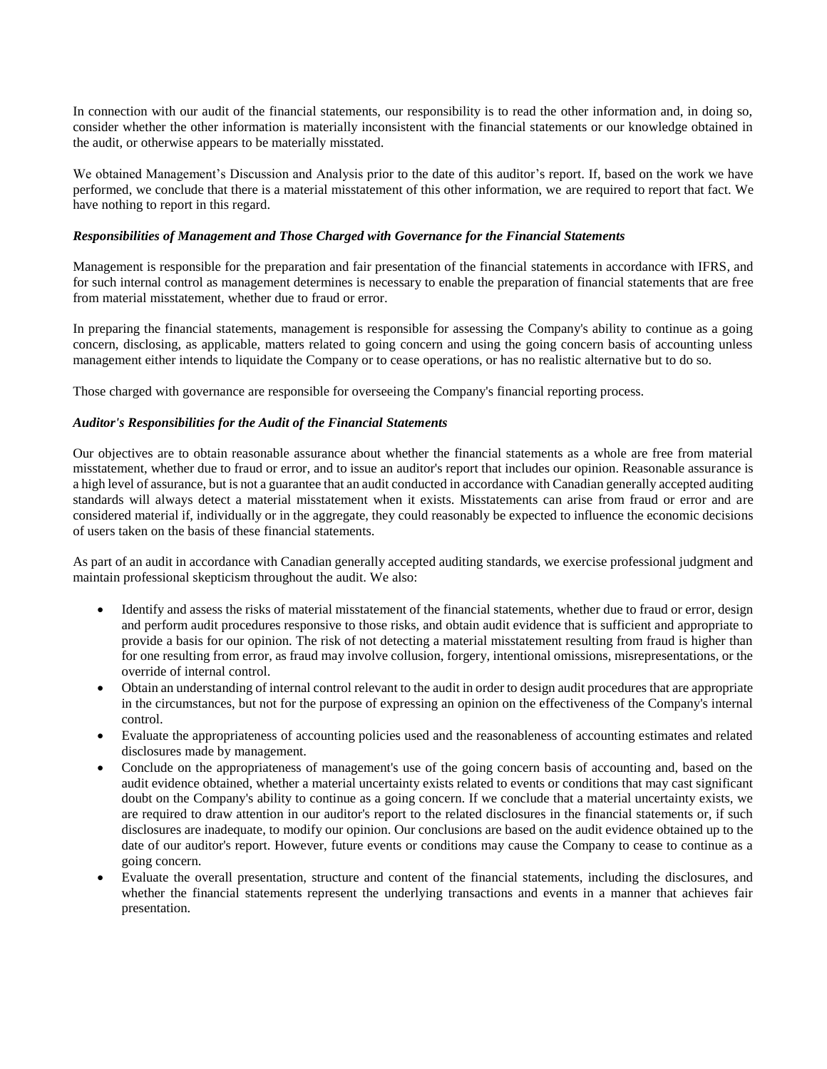In connection with our audit of the financial statements, our responsibility is to read the other information and, in doing so, consider whether the other information is materially inconsistent with the financial statements or our knowledge obtained in the audit, or otherwise appears to be materially misstated.

We obtained Management's Discussion and Analysis prior to the date of this auditor's report. If, based on the work we have performed, we conclude that there is a material misstatement of this other information, we are required to report that fact. We have nothing to report in this regard.

***Responsibilities of Management and Those Charged with Governance for the Financial Statements***

Management is responsible for the preparation and fair presentation of the financial statements in accordance with IFRS, and for such internal control as management determines is necessary to enable the preparation of financial statements that are free from material misstatement, whether due to fraud or error.

In preparing the financial statements, management is responsible for assessing the Company's ability to continue as a going concern, disclosing, as applicable, matters related to going concern and using the going concern basis of accounting unless management either intends to liquidate the Company or to cease operations, or has no realistic alternative but to do so.

Those charged with governance are responsible for overseeing the Company's financial reporting process.

***Auditor's Responsibilities for the Audit of the Financial Statements***

Our objectives are to obtain reasonable assurance about whether the financial statements as a whole are free from material misstatement, whether due to fraud or error, and to issue an auditor's report that includes our opinion. Reasonable assurance is a high level of assurance, but is not a guarantee that an audit conducted in accordance with Canadian generally accepted auditing standards will always detect a material misstatement when it exists. Misstatements can arise from fraud or error and are considered material if, individually or in the aggregate, they could reasonably be expected to influence the economic decisions of users taken on the basis of these financial statements.

As part of an audit in accordance with Canadian generally accepted auditing standards, we exercise professional judgment and maintain professional skepticism throughout the audit. We also:

- Identify and assess the risks of material misstatement of the financial statements, whether due to fraud or error, design and perform audit procedures responsive to those risks, and obtain audit evidence that is sufficient and appropriate to provide a basis for our opinion. The risk of not detecting a material misstatement resulting from fraud is higher than for one resulting from error, as fraud may involve collusion, forgery, intentional omissions, misrepresentations, or the override of internal control.
- Obtain an understanding of internal control relevant to the audit in order to design audit procedures that are appropriate in the circumstances, but not for the purpose of expressing an opinion on the effectiveness of the Company's internal control.
- Evaluate the appropriateness of accounting policies used and the reasonableness of accounting estimates and related disclosures made by management.
- Conclude on the appropriateness of management's use of the going concern basis of accounting and, based on the audit evidence obtained, whether a material uncertainty exists related to events or conditions that may cast significant doubt on the Company's ability to continue as a going concern. If we conclude that a material uncertainty exists, we are required to draw attention in our auditor's report to the related disclosures in the financial statements or, if such disclosures are inadequate, to modify our opinion. Our conclusions are based on the audit evidence obtained up to the date of our auditor's report. However, future events or conditions may cause the Company to cease to continue as a going concern.
- Evaluate the overall presentation, structure and content of the financial statements, including the disclosures, and whether the financial statements represent the underlying transactions and events in a manner that achieves fair presentation.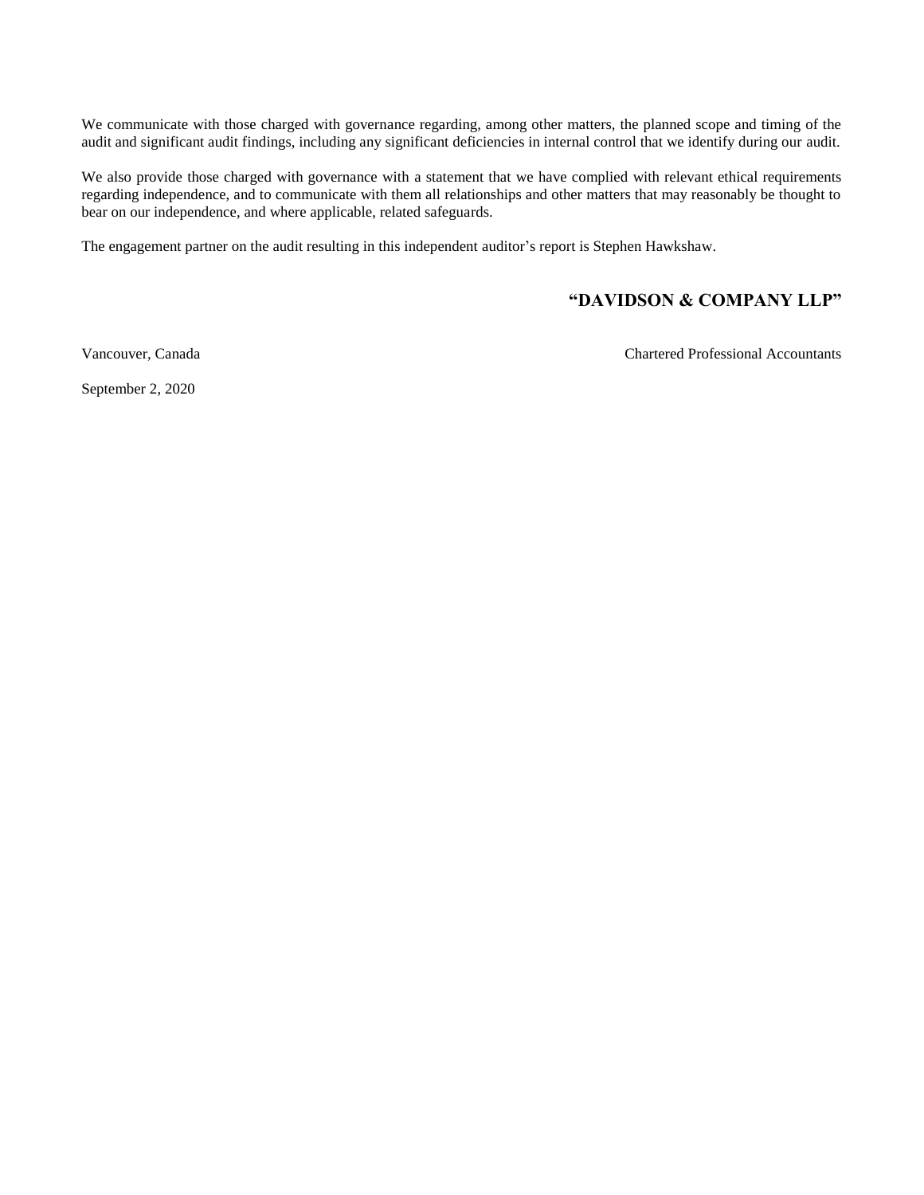We communicate with those charged with governance regarding, among other matters, the planned scope and timing of the audit and significant audit findings, including any significant deficiencies in internal control that we identify during our audit.

We also provide those charged with governance with a statement that we have complied with relevant ethical requirements regarding independence, and to communicate with them all relationships and other matters that may reasonably be thought to bear on our independence, and where applicable, related safeguards.

The engagement partner on the audit resulting in this independent auditor's report is Stephen Hawkshaw.

**"DAVIDSON & COMPANY LLP"**

Vancouver, Canada

Chartered Professional Accountants

September 2, 2020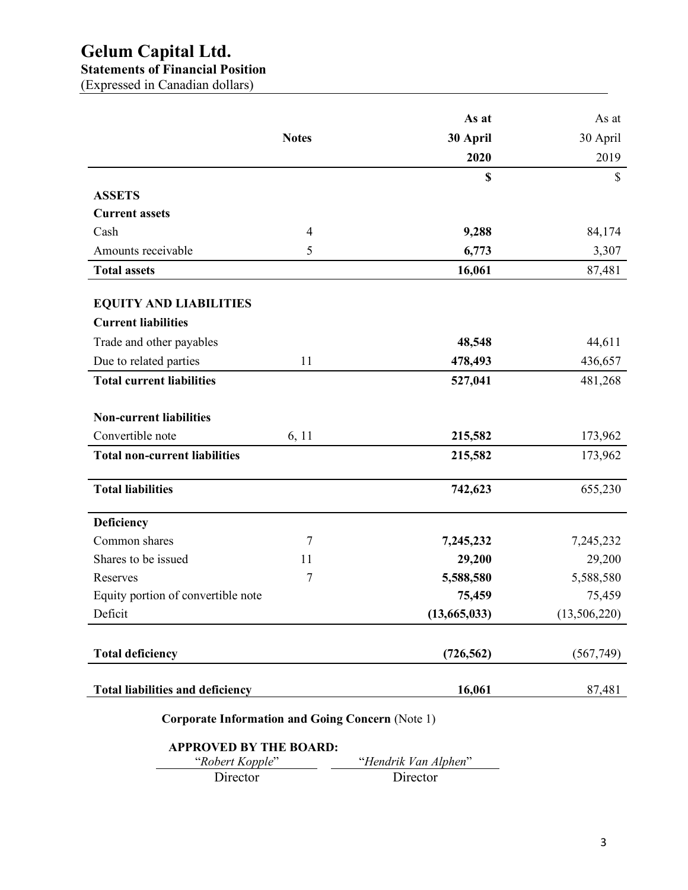# Gelum Capital Ltd.

## Statements of Financial Position

(Expressed in Canadian dollars)

| | Notes | As at 30 April 2020 | As at 30 April 2019 |
|---|---|---|---|
| | | **$** | $ |
| **ASSETS** | | | |
| **Current assets** | | | |
| Cash | 4 | **9,288** | 84,174 |
| Amounts receivable | 5 | **6,773** | 3,307 |
| **Total assets** | | **16,061** | 87,481 |
| | | | |
| **EQUITY AND LIABILITIES** | | | |
| **Current liabilities** | | | |
| Trade and other payables | | **48,548** | 44,611 |
| Due to related parties | 11 | **478,493** | 436,657 |
| **Total current liabilities** | | **527,041** | 481,268 |
| | | | |
| **Non-current liabilities** | | | |
| Convertible note | 6, 11 | **215,582** | 173,962 |
| **Total non-current liabilities** | | **215,582** | 173,962 |
| | | | |
| **Total liabilities** | | **742,623** | 655,230 |
| | | | |
| **Deficiency** | | | |
| Common shares | 7 | **7,245,232** | 7,245,232 |
| Shares to be issued | 11 | **29,200** | 29,200 |
| Reserves | 7 | **5,588,580** | 5,588,580 |
| Equity portion of convertible note | | **75,459** | 75,459 |
| Deficit | | **(13,665,033)** | (13,506,220) |
| | | | |
| **Total deficiency** | | **(726,562)** | (567,749) |
| | | | |
| **Total liabilities and deficiency** | | **16,061** | 87,481 |

**Corporate Information and Going Concern** (Note 1)

**APPROVED BY THE BOARD:**

| "*Robert Kopple*" | "*Hendrik Van Alphen*" |
|---|---|
| Director | Director |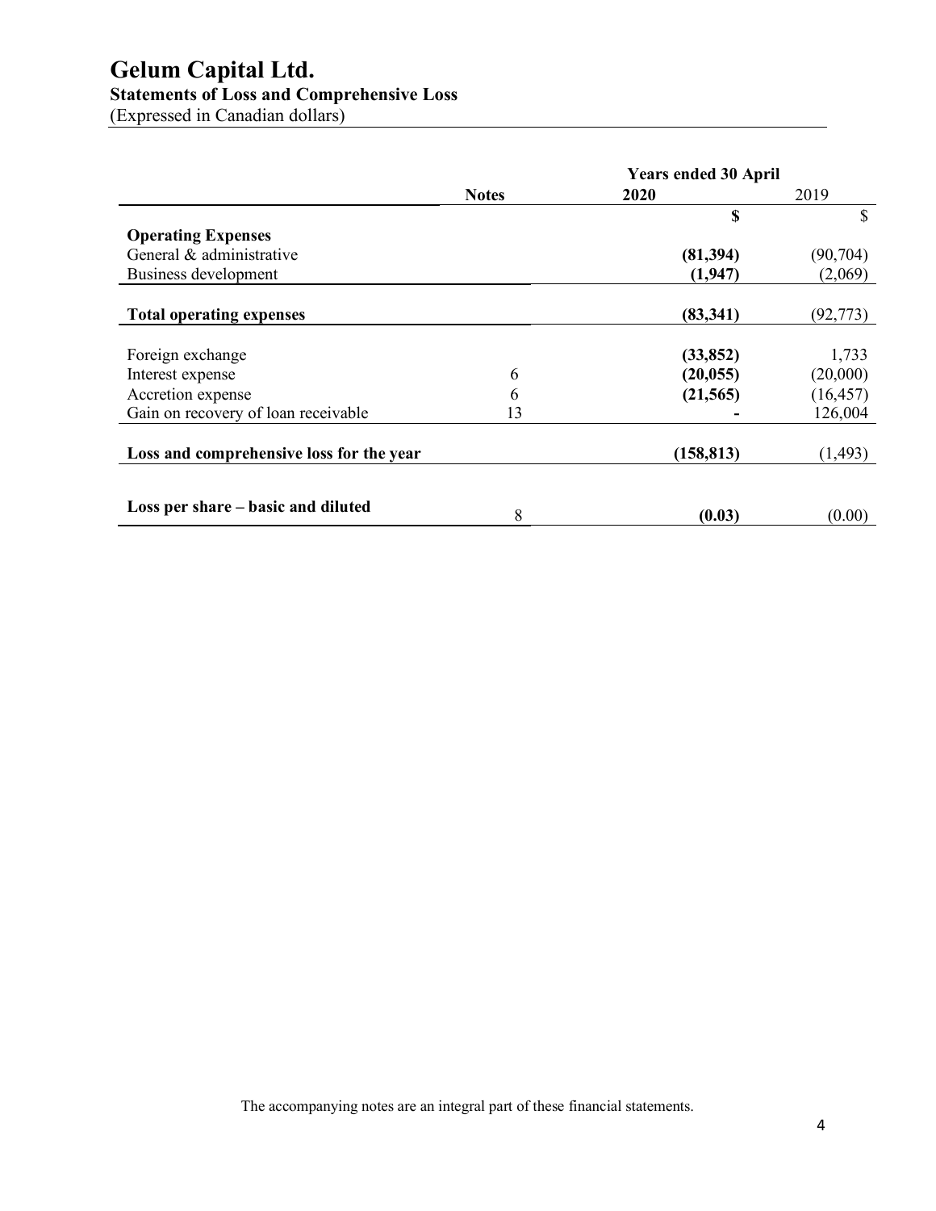# Gelum Capital Ltd.

## Statements of Loss and Comprehensive Loss

(Expressed in Canadian dollars)

| | Notes | Years ended 30 April 2020 | 2019 |
|---|---|---|---|
| | | **$** | $ |
| **Operating Expenses** | | | |
| General & administrative | | **(81,394)** | (90,704) |
| Business development | | **(1,947)** | (2,069) |
| **Total operating expenses** | | **(83,341)** | (92,773) |
| Foreign exchange | | **(33,852)** | 1,733 |
| Interest expense | 6 | **(20,055)** | (20,000) |
| Accretion expense | 6 | **(21,565)** | (16,457) |
| Gain on recovery of loan receivable | 13 | **-** | 126,004 |
| **Loss and comprehensive loss for the year** | | **(158,813)** | (1,493) |
| **Loss per share – basic and diluted** | 8 | **(0.03)** | (0.00) |

The accompanying notes are an integral part of these financial statements.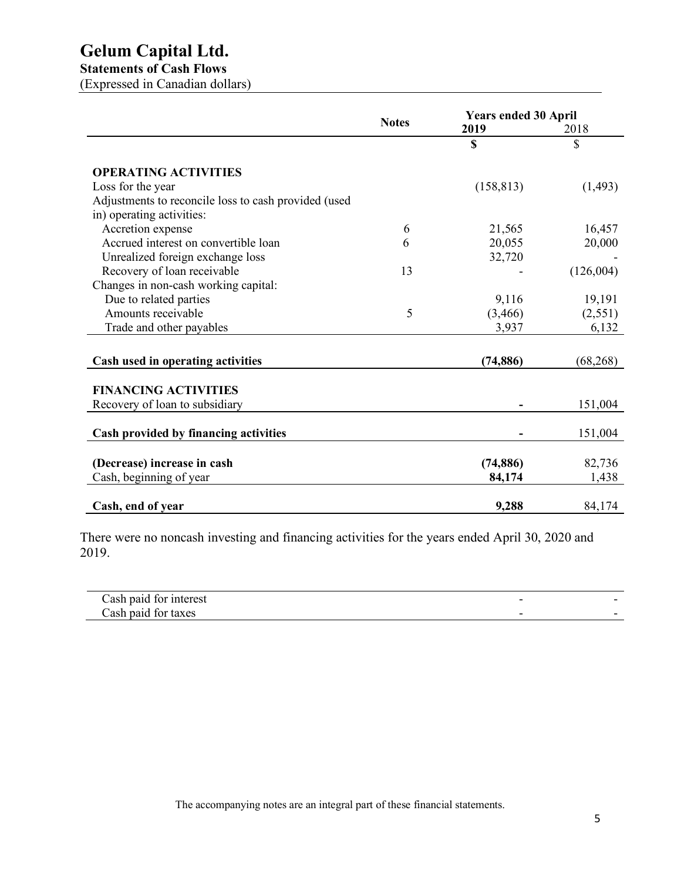# Gelum Capital Ltd.

**Statements of Cash Flows**

(Expressed in Canadian dollars)

| | Notes | Years ended 30 April 2019 | 2018 |
|---|---|---|---|
| | | **$** | $ |
| **OPERATING ACTIVITIES** | | | |
| Loss for the year | | (158,813) | (1,493) |
| Adjustments to reconcile loss to cash provided (used in) operating activities: | | | |
| Accretion expense | 6 | 21,565 | 16,457 |
| Accrued interest on convertible loan | 6 | 20,055 | 20,000 |
| Unrealized foreign exchange loss | | 32,720 | - |
| Recovery of loan receivable | 13 | - | (126,004) |
| Changes in non-cash working capital: | | | |
| Due to related parties | | 9,116 | 19,191 |
| Amounts receivable | 5 | (3,466) | (2,551) |
| Trade and other payables | | 3,937 | 6,132 |
| **Cash used in operating activities** | | **(74,886)** | (68,268) |
| **FINANCING ACTIVITIES** | | | |
| Recovery of loan to subsidiary | | **-** | 151,004 |
| **Cash provided by financing activities** | | **-** | 151,004 |
| **(Decrease) increase in cash** | | **(74,886)** | 82,736 |
| Cash, beginning of year | | **84,174** | 1,438 |
| **Cash, end of year** | | **9,288** | 84,174 |

There were no noncash investing and financing activities for the years ended April 30, 2020 and 2019.

| | | |
|---|---|---|
| Cash paid for interest | - | - |
| Cash paid for taxes | - | - |

The accompanying notes are an integral part of these financial statements.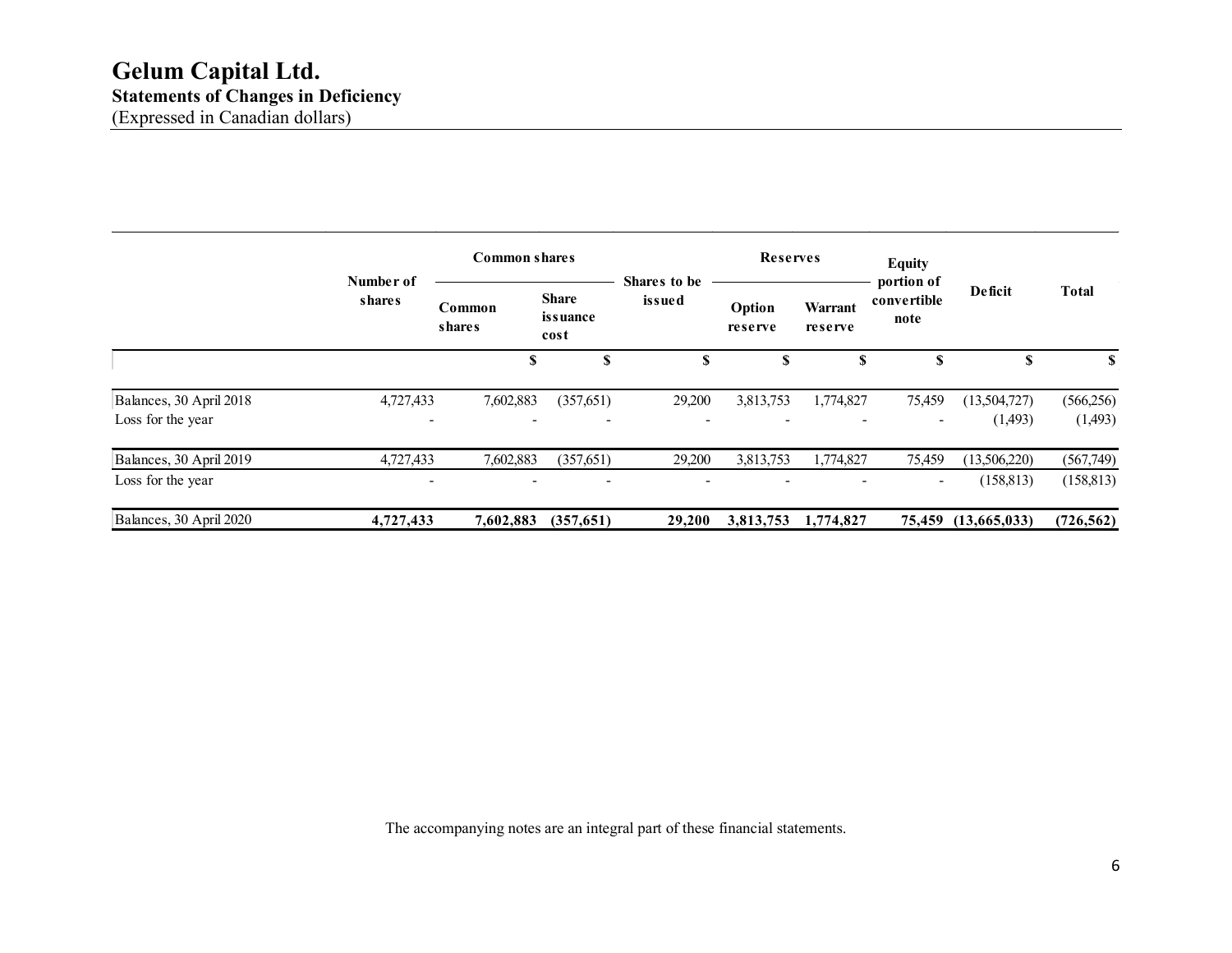# Gelum Capital Ltd.

**Statements of Changes in Deficiency**

(Expressed in Canadian dollars)

| | Number of shares | Common shares | | Shares to be issued | Reserves | | Equity portion of convertible note | Deficit | Total |
|---|---|---|---|---|---|---|---|---|---|
| | | Common shares | Share issuance cost | | Option reserve | Warrant reserve | | | |
| | | $ | $ | $ | $ | $ | $ | $ | $ |
| Balances, 30 April 2018 | 4,727,433 | 7,602,883 | (357,651) | 29,200 | 3,813,753 | 1,774,827 | 75,459 | (13,504,727) | (566,256) |
| Loss for the year | - | - | - | - | - | - | - | (1,493) | (1,493) |
| Balances, 30 April 2019 | 4,727,433 | 7,602,883 | (357,651) | 29,200 | 3,813,753 | 1,774,827 | 75,459 | (13,506,220) | (567,749) |
| Loss for the year | - | - | - | - | - | - | - | (158,813) | (158,813) |
| **Balances, 30 April 2020** | **4,727,433** | **7,602,883** | **(357,651)** | **29,200** | **3,813,753** | **1,774,827** | **75,459** | **(13,665,033)** | **(726,562)** |

The accompanying notes are an integral part of these financial statements.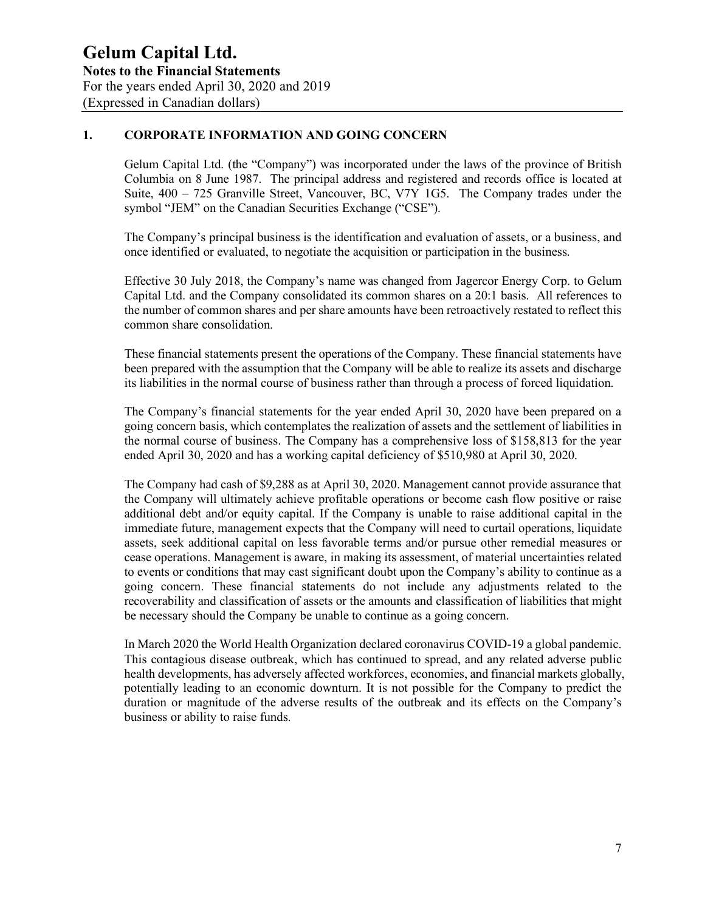# Gelum Capital Ltd.

**Notes to the Financial Statements**

For the years ended April 30, 2020 and 2019

(Expressed in Canadian dollars)

## 1. CORPORATE INFORMATION AND GOING CONCERN

Gelum Capital Ltd. (the "Company") was incorporated under the laws of the province of British Columbia on 8 June 1987. The principal address and registered and records office is located at Suite, 400 – 725 Granville Street, Vancouver, BC, V7Y 1G5. The Company trades under the symbol "JEM" on the Canadian Securities Exchange ("CSE").

The Company's principal business is the identification and evaluation of assets, or a business, and once identified or evaluated, to negotiate the acquisition or participation in the business.

Effective 30 July 2018, the Company's name was changed from Jagercor Energy Corp. to Gelum Capital Ltd. and the Company consolidated its common shares on a 20:1 basis. All references to the number of common shares and per share amounts have been retroactively restated to reflect this common share consolidation.

These financial statements present the operations of the Company. These financial statements have been prepared with the assumption that the Company will be able to realize its assets and discharge its liabilities in the normal course of business rather than through a process of forced liquidation.

The Company's financial statements for the year ended April 30, 2020 have been prepared on a going concern basis, which contemplates the realization of assets and the settlement of liabilities in the normal course of business. The Company has a comprehensive loss of $158,813 for the year ended April 30, 2020 and has a working capital deficiency of $510,980 at April 30, 2020.

The Company had cash of $9,288 as at April 30, 2020. Management cannot provide assurance that the Company will ultimately achieve profitable operations or become cash flow positive or raise additional debt and/or equity capital. If the Company is unable to raise additional capital in the immediate future, management expects that the Company will need to curtail operations, liquidate assets, seek additional capital on less favorable terms and/or pursue other remedial measures or cease operations. Management is aware, in making its assessment, of material uncertainties related to events or conditions that may cast significant doubt upon the Company's ability to continue as a going concern. These financial statements do not include any adjustments related to the recoverability and classification of assets or the amounts and classification of liabilities that might be necessary should the Company be unable to continue as a going concern.

In March 2020 the World Health Organization declared coronavirus COVID-19 a global pandemic. This contagious disease outbreak, which has continued to spread, and any related adverse public health developments, has adversely affected workforces, economies, and financial markets globally, potentially leading to an economic downturn. It is not possible for the Company to predict the duration or magnitude of the adverse results of the outbreak and its effects on the Company's business or ability to raise funds.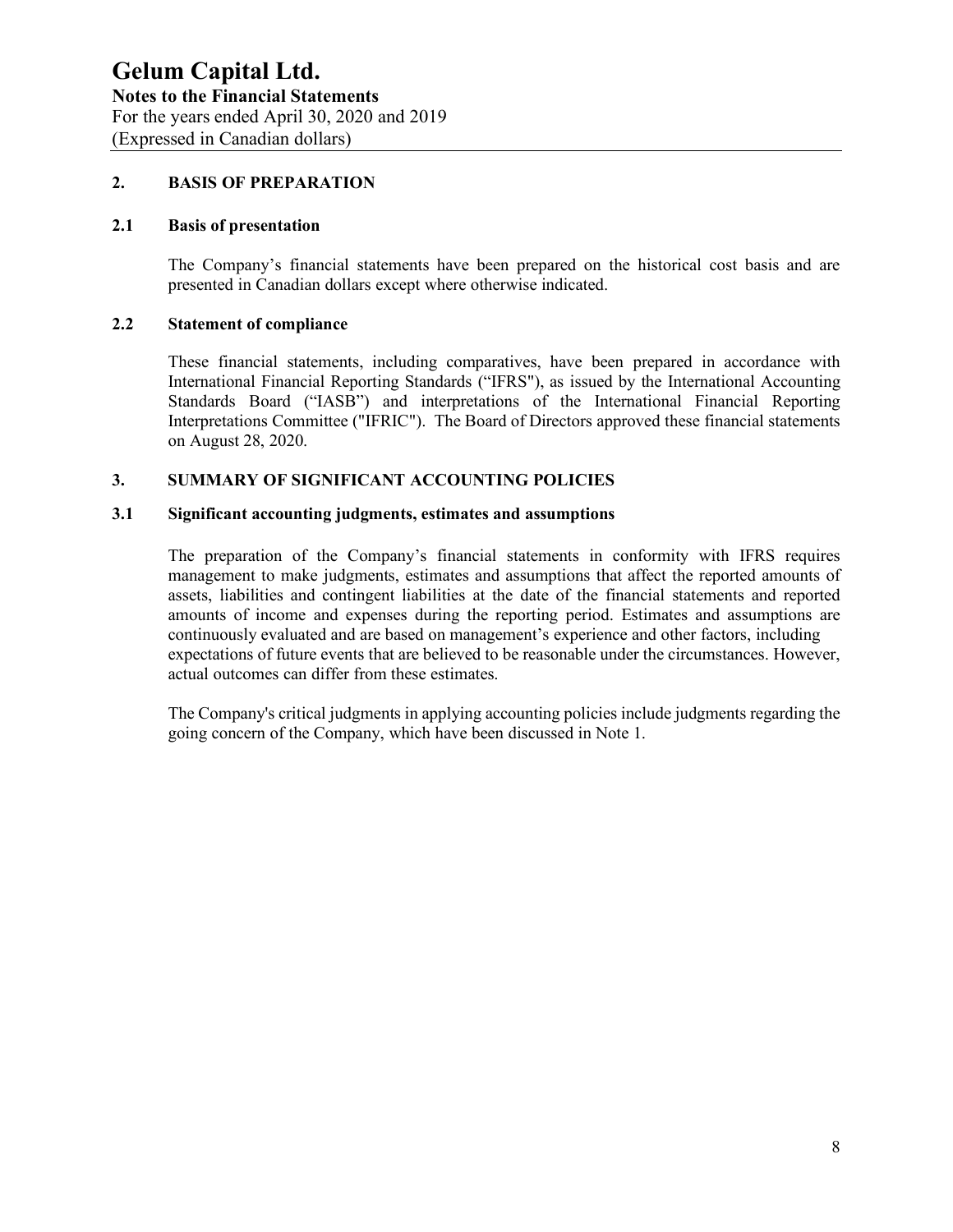## 2. BASIS OF PREPARATION

### 2.1 Basis of presentation

The Company's financial statements have been prepared on the historical cost basis and are presented in Canadian dollars except where otherwise indicated.

### 2.2 Statement of compliance

These financial statements, including comparatives, have been prepared in accordance with International Financial Reporting Standards ("IFRS"), as issued by the International Accounting Standards Board ("IASB") and interpretations of the International Financial Reporting Interpretations Committee ("IFRIC"). The Board of Directors approved these financial statements on August 28, 2020.

## 3. SUMMARY OF SIGNIFICANT ACCOUNTING POLICIES

### 3.1 Significant accounting judgments, estimates and assumptions

The preparation of the Company's financial statements in conformity with IFRS requires management to make judgments, estimates and assumptions that affect the reported amounts of assets, liabilities and contingent liabilities at the date of the financial statements and reported amounts of income and expenses during the reporting period. Estimates and assumptions are continuously evaluated and are based on management's experience and other factors, including expectations of future events that are believed to be reasonable under the circumstances. However, actual outcomes can differ from these estimates.

The Company's critical judgments in applying accounting policies include judgments regarding the going concern of the Company, which have been discussed in Note 1.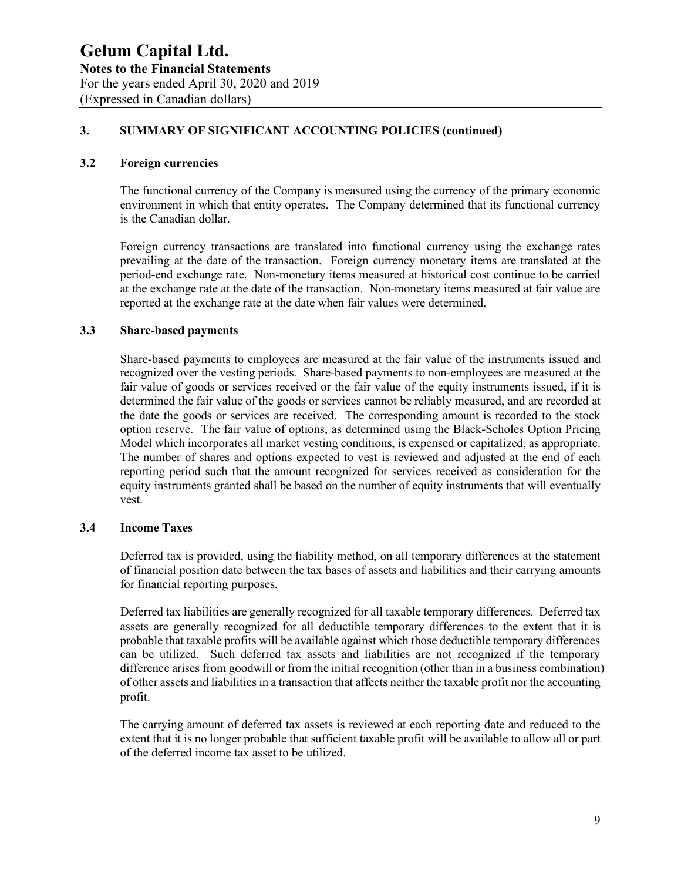## 3. SUMMARY OF SIGNIFICANT ACCOUNTING POLICIES (continued)

### 3.2 Foreign currencies

The functional currency of the Company is measured using the currency of the primary economic environment in which that entity operates. The Company determined that its functional currency is the Canadian dollar.

Foreign currency transactions are translated into functional currency using the exchange rates prevailing at the date of the transaction. Foreign currency monetary items are translated at the period-end exchange rate. Non-monetary items measured at historical cost continue to be carried at the exchange rate at the date of the transaction. Non-monetary items measured at fair value are reported at the exchange rate at the date when fair values were determined.

### 3.3 Share-based payments

Share-based payments to employees are measured at the fair value of the instruments issued and recognized over the vesting periods. Share-based payments to non-employees are measured at the fair value of goods or services received or the fair value of the equity instruments issued, if it is determined the fair value of the goods or services cannot be reliably measured, and are recorded at the date the goods or services are received. The corresponding amount is recorded to the stock option reserve. The fair value of options, as determined using the Black-Scholes Option Pricing Model which incorporates all market vesting conditions, is expensed or capitalized, as appropriate. The number of shares and options expected to vest is reviewed and adjusted at the end of each reporting period such that the amount recognized for services received as consideration for the equity instruments granted shall be based on the number of equity instruments that will eventually vest.

### 3.4 Income Taxes

Deferred tax is provided, using the liability method, on all temporary differences at the statement of financial position date between the tax bases of assets and liabilities and their carrying amounts for financial reporting purposes.

Deferred tax liabilities are generally recognized for all taxable temporary differences. Deferred tax assets are generally recognized for all deductible temporary differences to the extent that it is probable that taxable profits will be available against which those deductible temporary differences can be utilized. Such deferred tax assets and liabilities are not recognized if the temporary difference arises from goodwill or from the initial recognition (other than in a business combination) of other assets and liabilities in a transaction that affects neither the taxable profit nor the accounting profit.

The carrying amount of deferred tax assets is reviewed at each reporting date and reduced to the extent that it is no longer probable that sufficient taxable profit will be available to allow all or part of the deferred income tax asset to be utilized.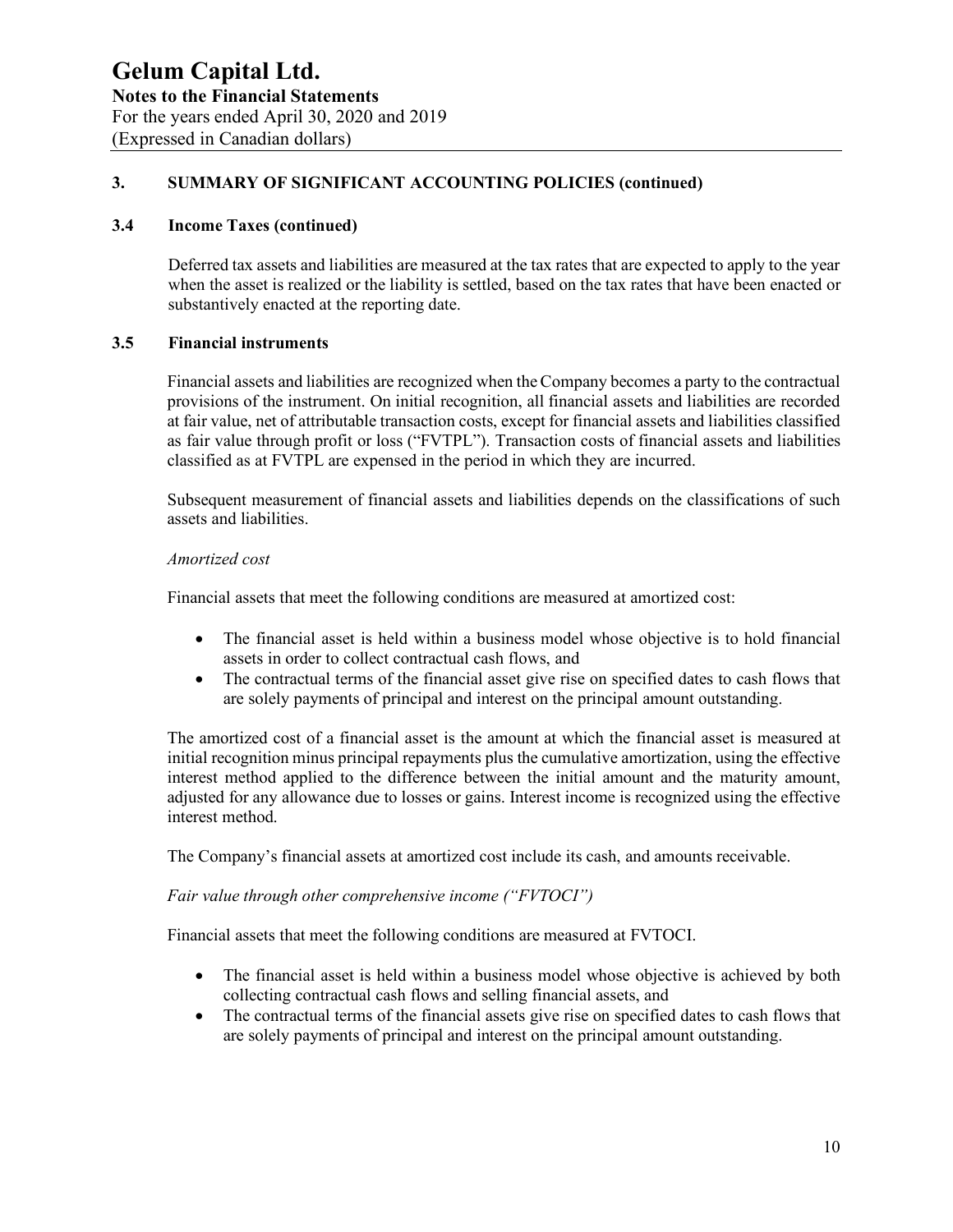## 3. SUMMARY OF SIGNIFICANT ACCOUNTING POLICIES (continued)

### 3.4 Income Taxes (continued)

Deferred tax assets and liabilities are measured at the tax rates that are expected to apply to the year when the asset is realized or the liability is settled, based on the tax rates that have been enacted or substantively enacted at the reporting date.

### 3.5 Financial instruments

Financial assets and liabilities are recognized when the Company becomes a party to the contractual provisions of the instrument. On initial recognition, all financial assets and liabilities are recorded at fair value, net of attributable transaction costs, except for financial assets and liabilities classified as fair value through profit or loss ("FVTPL"). Transaction costs of financial assets and liabilities classified as at FVTPL are expensed in the period in which they are incurred.

Subsequent measurement of financial assets and liabilities depends on the classifications of such assets and liabilities.

*Amortized cost*

Financial assets that meet the following conditions are measured at amortized cost:

- The financial asset is held within a business model whose objective is to hold financial assets in order to collect contractual cash flows, and
- The contractual terms of the financial asset give rise on specified dates to cash flows that are solely payments of principal and interest on the principal amount outstanding.

The amortized cost of a financial asset is the amount at which the financial asset is measured at initial recognition minus principal repayments plus the cumulative amortization, using the effective interest method applied to the difference between the initial amount and the maturity amount, adjusted for any allowance due to losses or gains. Interest income is recognized using the effective interest method.

The Company's financial assets at amortized cost include its cash, and amounts receivable.

*Fair value through other comprehensive income ("FVTOCI")*

Financial assets that meet the following conditions are measured at FVTOCI.

- The financial asset is held within a business model whose objective is achieved by both collecting contractual cash flows and selling financial assets, and
- The contractual terms of the financial assets give rise on specified dates to cash flows that are solely payments of principal and interest on the principal amount outstanding.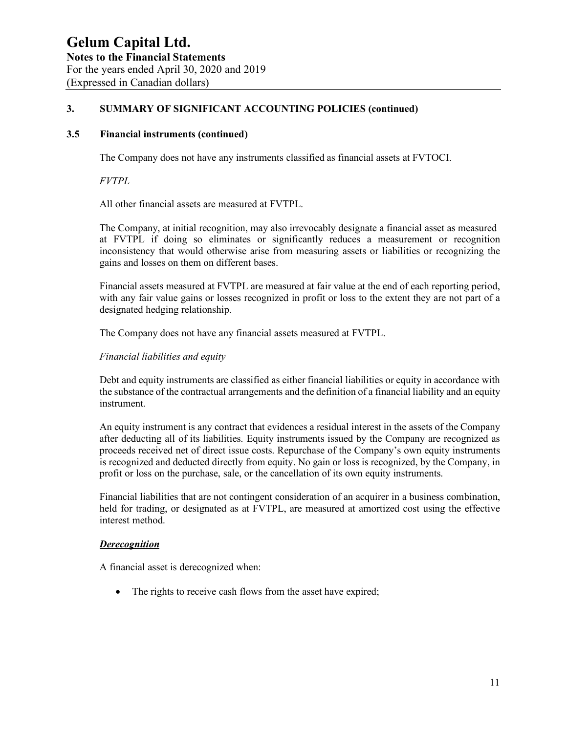### 3. SUMMARY OF SIGNIFICANT ACCOUNTING POLICIES (continued)

#### 3.5 Financial instruments (continued)

The Company does not have any instruments classified as financial assets at FVTOCI.

*FVTPL*

All other financial assets are measured at FVTPL.

The Company, at initial recognition, may also irrevocably designate a financial asset as measured at FVTPL if doing so eliminates or significantly reduces a measurement or recognition inconsistency that would otherwise arise from measuring assets or liabilities or recognizing the gains and losses on them on different bases.

Financial assets measured at FVTPL are measured at fair value at the end of each reporting period, with any fair value gains or losses recognized in profit or loss to the extent they are not part of a designated hedging relationship.

The Company does not have any financial assets measured at FVTPL.

*Financial liabilities and equity*

Debt and equity instruments are classified as either financial liabilities or equity in accordance with the substance of the contractual arrangements and the definition of a financial liability and an equity instrument.

An equity instrument is any contract that evidences a residual interest in the assets of the Company after deducting all of its liabilities. Equity instruments issued by the Company are recognized as proceeds received net of direct issue costs. Repurchase of the Company's own equity instruments is recognized and deducted directly from equity. No gain or loss is recognized, by the Company, in profit or loss on the purchase, sale, or the cancellation of its own equity instruments.

Financial liabilities that are not contingent consideration of an acquirer in a business combination, held for trading, or designated as at FVTPL, are measured at amortized cost using the effective interest method.

***Derecognition***

A financial asset is derecognized when:

- The rights to receive cash flows from the asset have expired;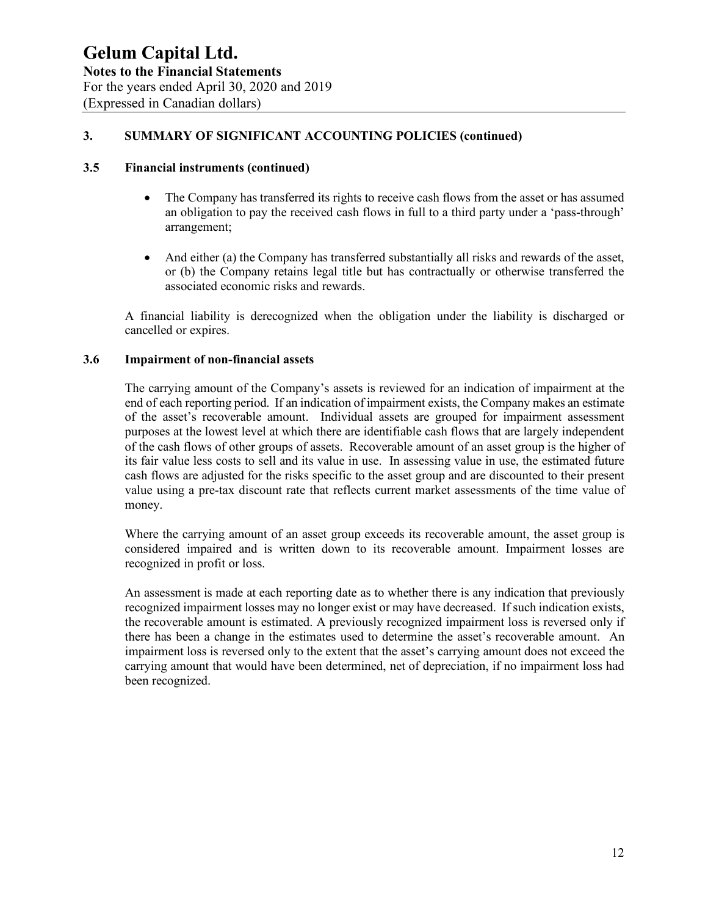## 3. SUMMARY OF SIGNIFICANT ACCOUNTING POLICIES (continued)

### 3.5 Financial instruments (continued)

- The Company has transferred its rights to receive cash flows from the asset or has assumed an obligation to pay the received cash flows in full to a third party under a 'pass-through' arrangement;
- And either (a) the Company has transferred substantially all risks and rewards of the asset, or (b) the Company retains legal title but has contractually or otherwise transferred the associated economic risks and rewards.

A financial liability is derecognized when the obligation under the liability is discharged or cancelled or expires.

### 3.6 Impairment of non-financial assets

The carrying amount of the Company's assets is reviewed for an indication of impairment at the end of each reporting period. If an indication of impairment exists, the Company makes an estimate of the asset's recoverable amount. Individual assets are grouped for impairment assessment purposes at the lowest level at which there are identifiable cash flows that are largely independent of the cash flows of other groups of assets. Recoverable amount of an asset group is the higher of its fair value less costs to sell and its value in use. In assessing value in use, the estimated future cash flows are adjusted for the risks specific to the asset group and are discounted to their present value using a pre-tax discount rate that reflects current market assessments of the time value of money.

Where the carrying amount of an asset group exceeds its recoverable amount, the asset group is considered impaired and is written down to its recoverable amount. Impairment losses are recognized in profit or loss.

An assessment is made at each reporting date as to whether there is any indication that previously recognized impairment losses may no longer exist or may have decreased. If such indication exists, the recoverable amount is estimated. A previously recognized impairment loss is reversed only if there has been a change in the estimates used to determine the asset's recoverable amount. An impairment loss is reversed only to the extent that the asset's carrying amount does not exceed the carrying amount that would have been determined, net of depreciation, if no impairment loss had been recognized.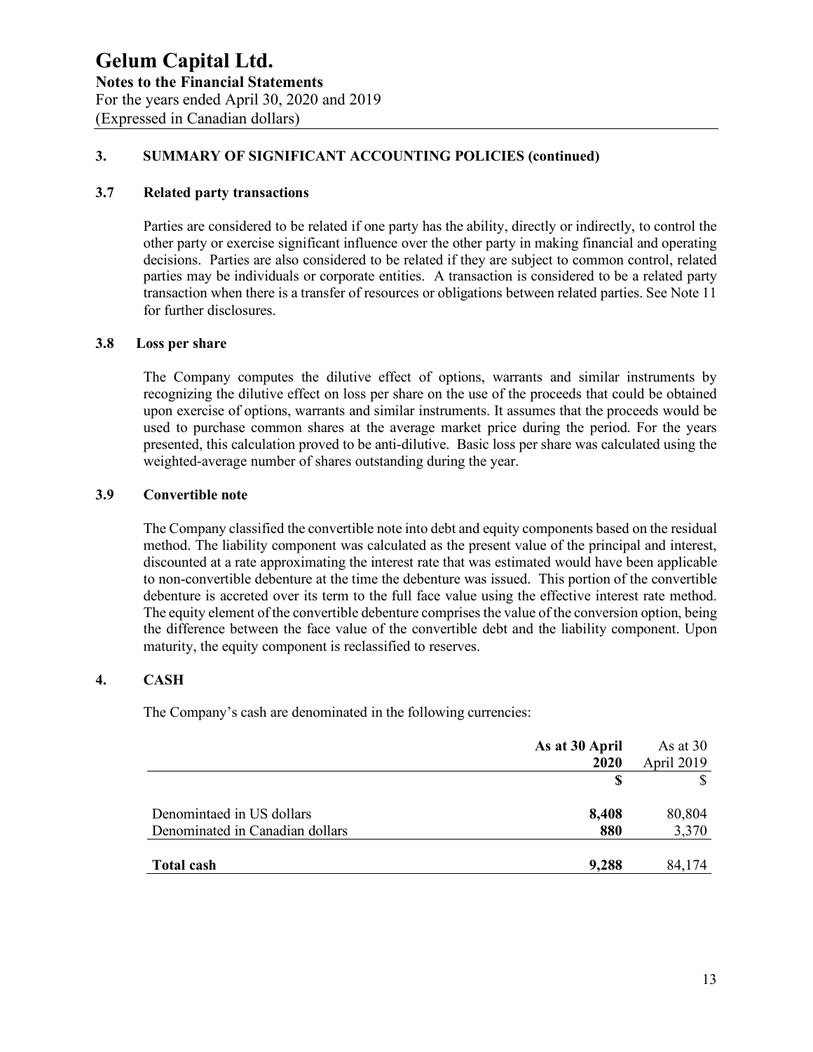# Gelum Capital Ltd.

**Notes to the Financial Statements**
For the years ended April 30, 2020 and 2019
(Expressed in Canadian dollars)

## 3. SUMMARY OF SIGNIFICANT ACCOUNTING POLICIES (continued)

### 3.7 Related party transactions

Parties are considered to be related if one party has the ability, directly or indirectly, to control the other party or exercise significant influence over the other party in making financial and operating decisions. Parties are also considered to be related if they are subject to common control, related parties may be individuals or corporate entities. A transaction is considered to be a related party transaction when there is a transfer of resources or obligations between related parties. See Note 11 for further disclosures.

### 3.8 Loss per share

The Company computes the dilutive effect of options, warrants and similar instruments by recognizing the dilutive effect on loss per share on the use of the proceeds that could be obtained upon exercise of options, warrants and similar instruments. It assumes that the proceeds would be used to purchase common shares at the average market price during the period. For the years presented, this calculation proved to be anti-dilutive. Basic loss per share was calculated using the weighted-average number of shares outstanding during the year.

### 3.9 Convertible note

The Company classified the convertible note into debt and equity components based on the residual method. The liability component was calculated as the present value of the principal and interest, discounted at a rate approximating the interest rate that was estimated would have been applicable to non-convertible debenture at the time the debenture was issued. This portion of the convertible debenture is accreted over its term to the full face value using the effective interest rate method. The equity element of the convertible debenture comprises the value of the conversion option, being the difference between the face value of the convertible debt and the liability component. Upon maturity, the equity component is reclassified to reserves.

## 4. CASH

The Company's cash are denominated in the following currencies:

| | **As at 30 April 2020** | As at 30 April 2019 |
|---|---|---|
| | **$** | $ |
| Denomintaed in US dollars | **8,408** | 80,804 |
| Denominated in Canadian dollars | **880** | 3,370 |
| **Total cash** | **9,288** | 84,174 |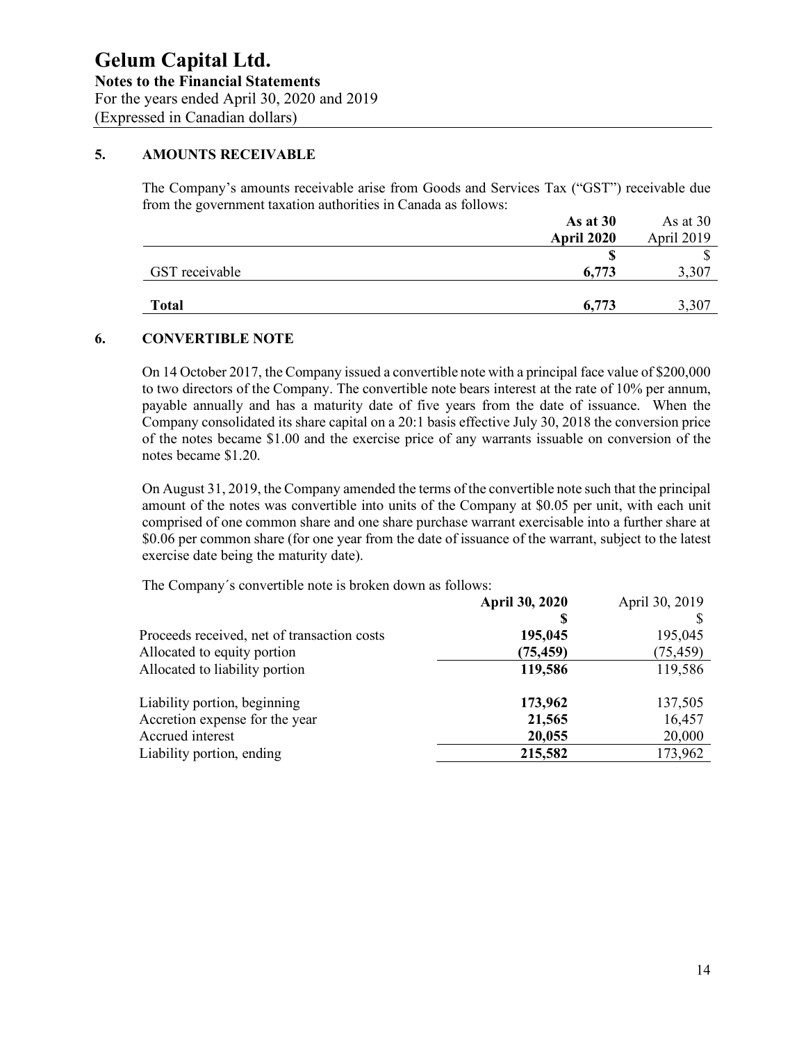# Gelum Capital Ltd.

**Notes to the Financial Statements**

For the years ended April 30, 2020 and 2019

(Expressed in Canadian dollars)

## 5. AMOUNTS RECEIVABLE

The Company's amounts receivable arise from Goods and Services Tax ("GST") receivable due from the government taxation authorities in Canada as follows:

| | **As at 30 April 2020** | As at 30 April 2019 |
|---|---|---|
| | **$** | $ |
| GST receivable | **6,773** | 3,307 |
| **Total** | **6,773** | 3,307 |

## 6. CONVERTIBLE NOTE

On 14 October 2017, the Company issued a convertible note with a principal face value of $200,000 to two directors of the Company. The convertible note bears interest at the rate of 10% per annum, payable annually and has a maturity date of five years from the date of issuance. When the Company consolidated its share capital on a 20:1 basis effective July 30, 2018 the conversion price of the notes became $1.00 and the exercise price of any warrants issuable on conversion of the notes became $1.20.

On August 31, 2019, the Company amended the terms of the convertible note such that the principal amount of the notes was convertible into units of the Company at $0.05 per unit, with each unit comprised of one common share and one share purchase warrant exercisable into a further share at $0.06 per common share (for one year from the date of issuance of the warrant, subject to the latest exercise date being the maturity date).

The Company´s convertible note is broken down as follows:

| | **April 30, 2020** | April 30, 2019 |
|---|---|---|
| | **$** | $ |
| Proceeds received, net of transaction costs | **195,045** | 195,045 |
| Allocated to equity portion | **(75,459)** | (75,459) |
| Allocated to liability portion | **119,586** | 119,586 |
| | | |
| Liability portion, beginning | **173,962** | 137,505 |
| Accretion expense for the year | **21,565** | 16,457 |
| Accrued interest | **20,055** | 20,000 |
| Liability portion, ending | **215,582** | 173,962 |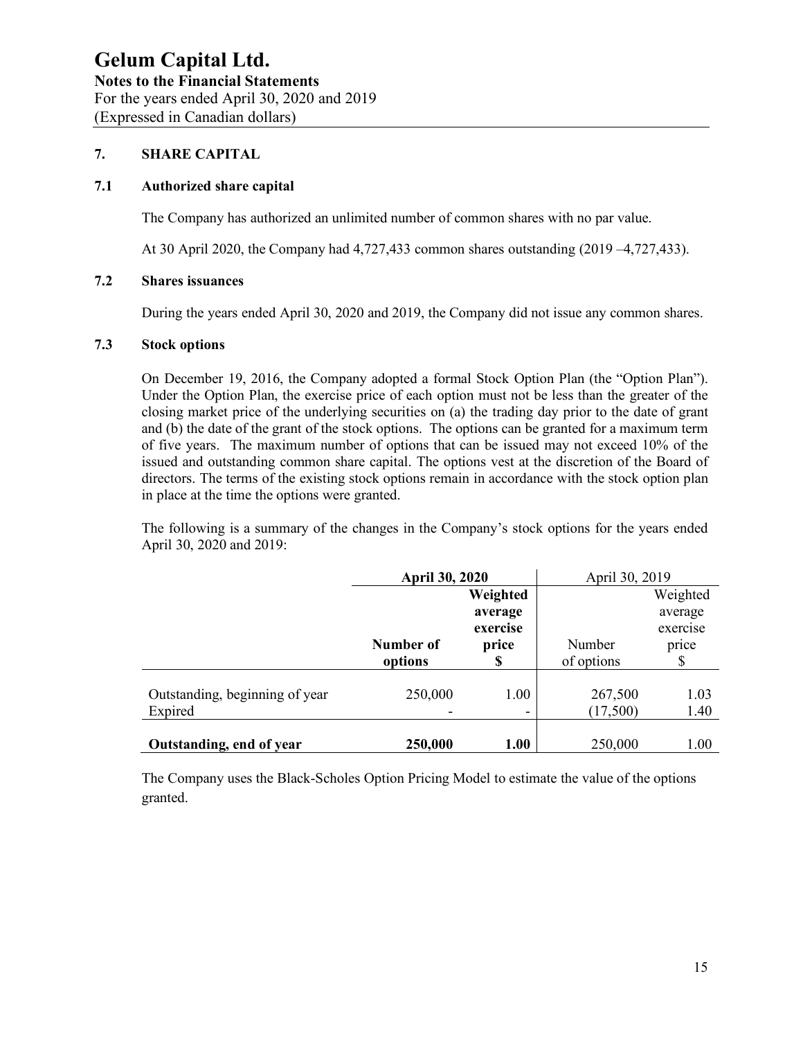# Gelum Capital Ltd.

**Notes to the Financial Statements**
For the years ended April 30, 2020 and 2019
(Expressed in Canadian dollars)

## 7. SHARE CAPITAL

### 7.1 Authorized share capital

The Company has authorized an unlimited number of common shares with no par value.

At 30 April 2020, the Company had 4,727,433 common shares outstanding (2019 –4,727,433).

### 7.2 Shares issuances

During the years ended April 30, 2020 and 2019, the Company did not issue any common shares.

### 7.3 Stock options

On December 19, 2016, the Company adopted a formal Stock Option Plan (the "Option Plan"). Under the Option Plan, the exercise price of each option must not be less than the greater of the closing market price of the underlying securities on (a) the trading day prior to the date of grant and (b) the date of the grant of the stock options. The options can be granted for a maximum term of five years. The maximum number of options that can be issued may not exceed 10% of the issued and outstanding common share capital. The options vest at the discretion of the Board of directors. The terms of the existing stock options remain in accordance with the stock option plan in place at the time the options were granted.

The following is a summary of the changes in the Company's stock options for the years ended April 30, 2020 and 2019:

| | **April 30, 2020** | | April 30, 2019 | |
|---|---|---|---|---|
| | **Number of options** | **Weighted average exercise price $** | Number of options | Weighted average exercise price $ |
| Outstanding, beginning of year | 250,000 | 1.00 | 267,500 | 1.03 |
| Expired | - | - | (17,500) | 1.40 |
| **Outstanding, end of year** | **250,000** | **1.00** | 250,000 | 1.00 |

The Company uses the Black-Scholes Option Pricing Model to estimate the value of the options granted.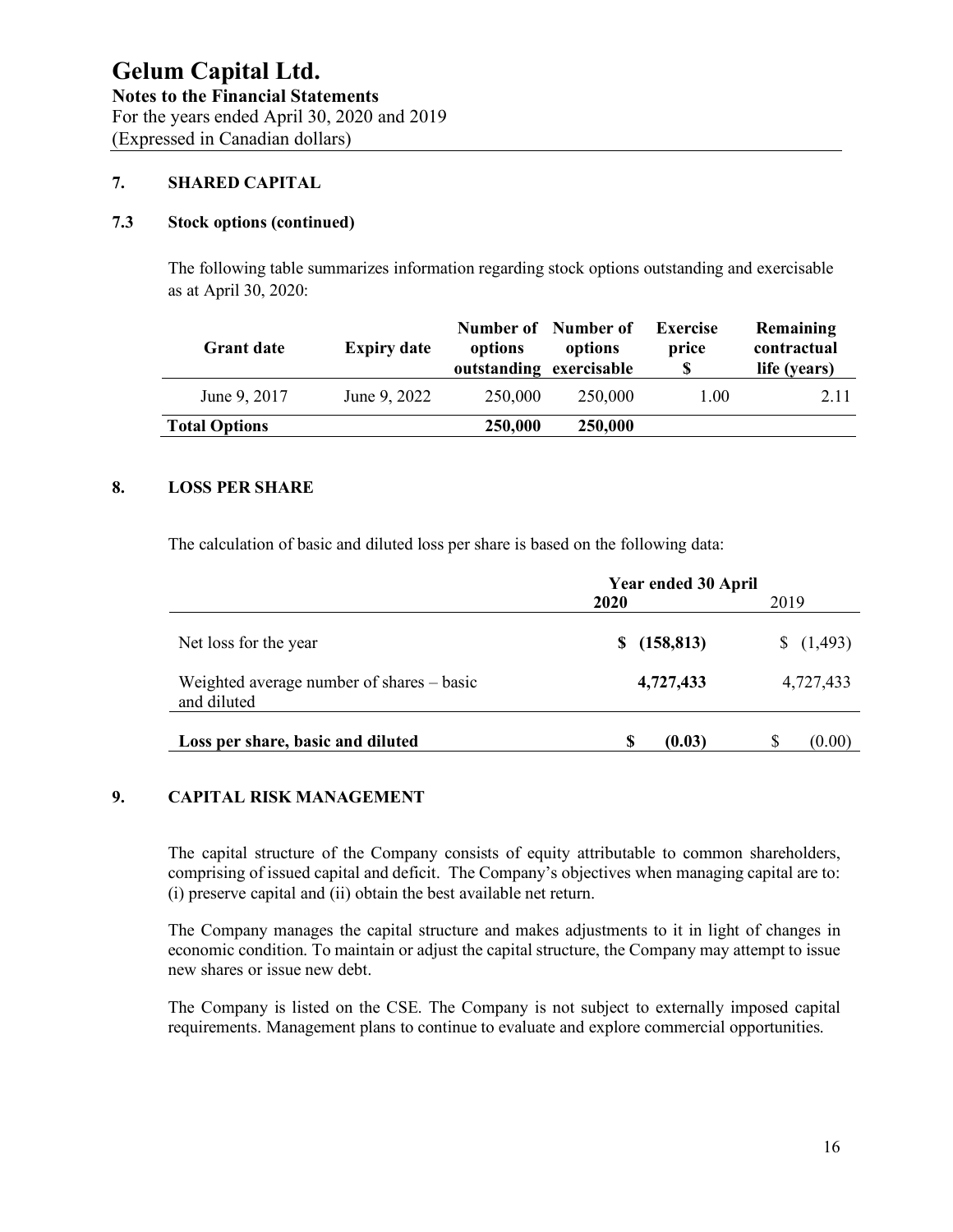# Gelum Capital Ltd.

**Notes to the Financial Statements**
For the years ended April 30, 2020 and 2019
(Expressed in Canadian dollars)

## 7. SHARED CAPITAL

### 7.3 Stock options (continued)

The following table summarizes information regarding stock options outstanding and exercisable as at April 30, 2020:

| Grant date | Expiry date | Number of options outstanding | Number of options exercisable | Exercise price $ | Remaining contractual life (years) |
|---|---|---|---|---|---|
| June 9, 2017 | June 9, 2022 | 250,000 | 250,000 | 1.00 | 2.11 |
| **Total Options** | | **250,000** | **250,000** | | |

## 8. LOSS PER SHARE

The calculation of basic and diluted loss per share is based on the following data:

| | Year ended 30 April | |
|---|---|---|
| | **2020** | 2019 |
| Net loss for the year | **$ (158,813)** | $ (1,493) |
| Weighted average number of shares – basic and diluted | **4,727,433** | 4,727,433 |
| **Loss per share, basic and diluted** | **$ (0.03)** | $ (0.00) |

## 9. CAPITAL RISK MANAGEMENT

The capital structure of the Company consists of equity attributable to common shareholders, comprising of issued capital and deficit. The Company's objectives when managing capital are to: (i) preserve capital and (ii) obtain the best available net return.

The Company manages the capital structure and makes adjustments to it in light of changes in economic condition. To maintain or adjust the capital structure, the Company may attempt to issue new shares or issue new debt.

The Company is listed on the CSE. The Company is not subject to externally imposed capital requirements. Management plans to continue to evaluate and explore commercial opportunities.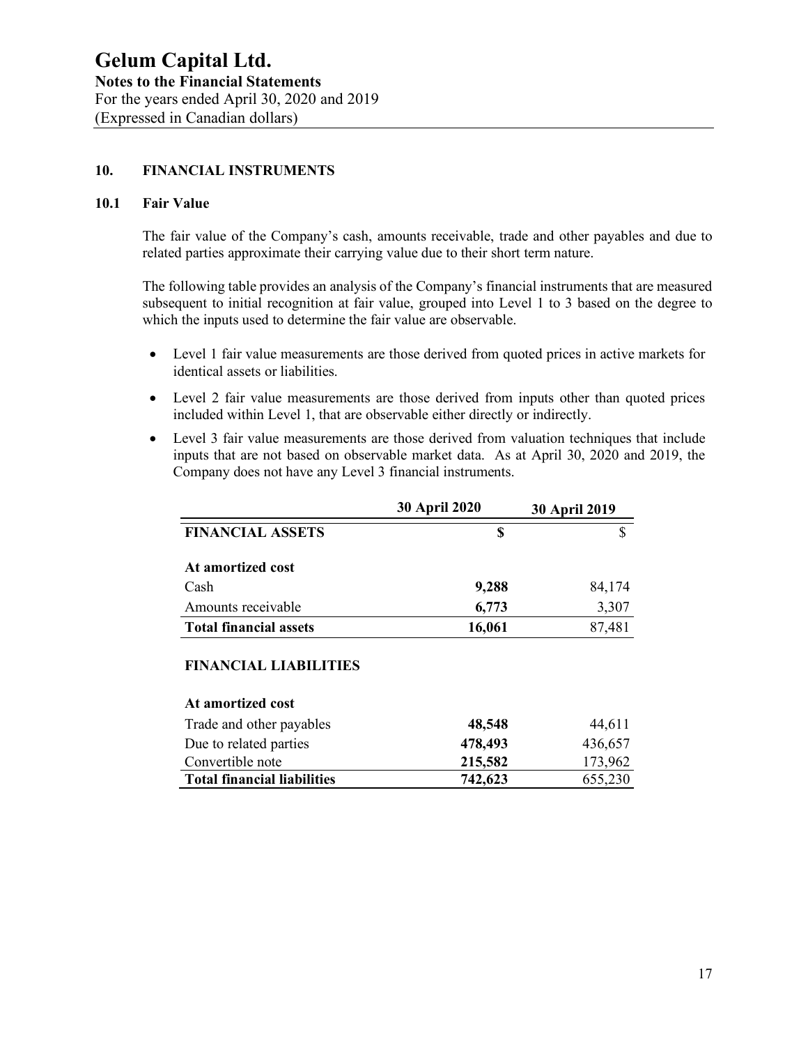## 10. FINANCIAL INSTRUMENTS

### 10.1 Fair Value

The fair value of the Company's cash, amounts receivable, trade and other payables and due to related parties approximate their carrying value due to their short term nature.

The following table provides an analysis of the Company's financial instruments that are measured subsequent to initial recognition at fair value, grouped into Level 1 to 3 based on the degree to which the inputs used to determine the fair value are observable.

- Level 1 fair value measurements are those derived from quoted prices in active markets for identical assets or liabilities.
- Level 2 fair value measurements are those derived from inputs other than quoted prices included within Level 1, that are observable either directly or indirectly.
- Level 3 fair value measurements are those derived from valuation techniques that include inputs that are not based on observable market data. As at April 30, 2020 and 2019, the Company does not have any Level 3 financial instruments.

| | 30 April 2020 | 30 April 2019 |
|---|---|---|
| **FINANCIAL ASSETS** | **$** | $ |
| | | |
| **At amortized cost** | | |
| Cash | **9,288** | 84,174 |
| Amounts receivable | **6,773** | 3,307 |
| **Total financial assets** | **16,061** | 87,481 |
| | | |
| **FINANCIAL LIABILITIES** | | |
| | | |
| **At amortized cost** | | |
| Trade and other payables | **48,548** | 44,611 |
| Due to related parties | **478,493** | 436,657 |
| Convertible note | **215,582** | 173,962 |
| **Total financial liabilities** | **742,623** | 655,230 |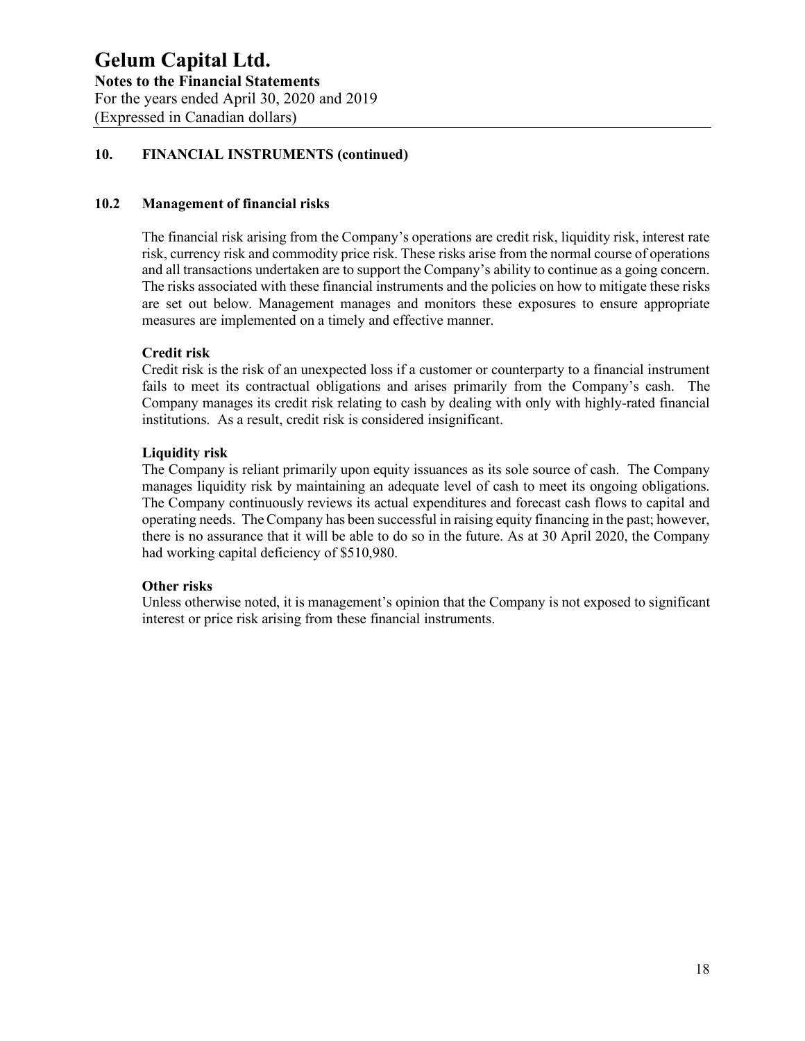# Gelum Capital Ltd.

**Notes to the Financial Statements**
For the years ended April 30, 2020 and 2019
(Expressed in Canadian dollars)

## 10. FINANCIAL INSTRUMENTS (continued)

### 10.2 Management of financial risks

The financial risk arising from the Company's operations are credit risk, liquidity risk, interest rate risk, currency risk and commodity price risk. These risks arise from the normal course of operations and all transactions undertaken are to support the Company's ability to continue as a going concern. The risks associated with these financial instruments and the policies on how to mitigate these risks are set out below. Management manages and monitors these exposures to ensure appropriate measures are implemented on a timely and effective manner.

**Credit risk**

Credit risk is the risk of an unexpected loss if a customer or counterparty to a financial instrument fails to meet its contractual obligations and arises primarily from the Company's cash. The Company manages its credit risk relating to cash by dealing with only with highly-rated financial institutions. As a result, credit risk is considered insignificant.

**Liquidity risk**

The Company is reliant primarily upon equity issuances as its sole source of cash. The Company manages liquidity risk by maintaining an adequate level of cash to meet its ongoing obligations. The Company continuously reviews its actual expenditures and forecast cash flows to capital and operating needs. The Company has been successful in raising equity financing in the past; however, there is no assurance that it will be able to do so in the future. As at 30 April 2020, the Company had working capital deficiency of $510,980.

**Other risks**

Unless otherwise noted, it is management's opinion that the Company is not exposed to significant interest or price risk arising from these financial instruments.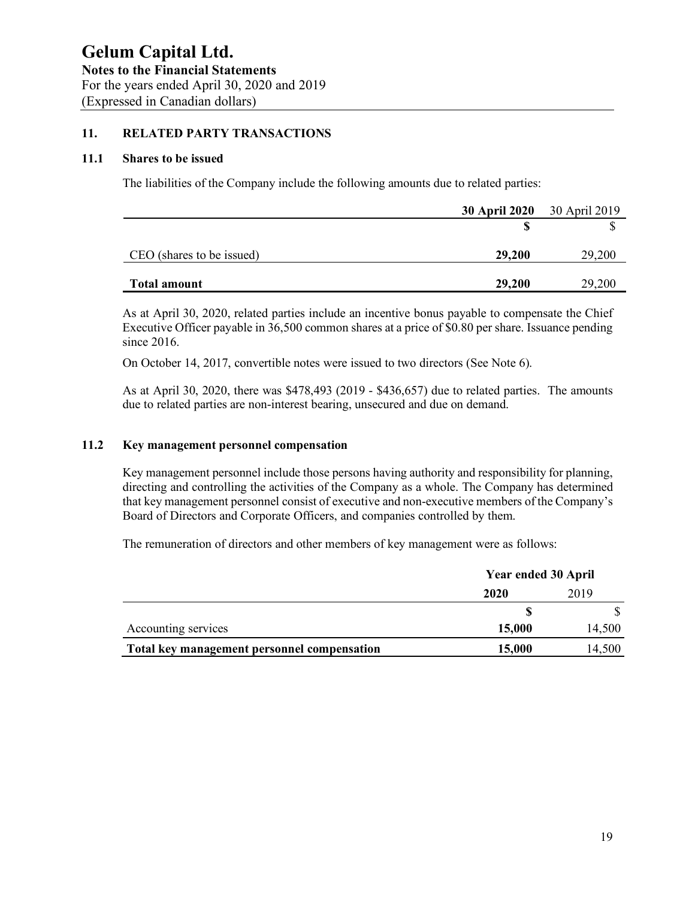# Gelum Capital Ltd.

**Notes to the Financial Statements**
For the years ended April 30, 2020 and 2019
(Expressed in Canadian dollars)

## 11. RELATED PARTY TRANSACTIONS

### 11.1 Shares to be issued

The liabilities of the Company include the following amounts due to related parties:

| | **30 April 2020** | 30 April 2019 |
|---|---|---|
| | **$** | $ |
| CEO (shares to be issued) | **29,200** | 29,200 |
| **Total amount** | **29,200** | 29,200 |

As at April 30, 2020, related parties include an incentive bonus payable to compensate the Chief Executive Officer payable in 36,500 common shares at a price of $0.80 per share. Issuance pending since 2016.

On October 14, 2017, convertible notes were issued to two directors (See Note 6).

As at April 30, 2020, there was $478,493 (2019 - $436,657) due to related parties. The amounts due to related parties are non-interest bearing, unsecured and due on demand.

### 11.2 Key management personnel compensation

Key management personnel include those persons having authority and responsibility for planning, directing and controlling the activities of the Company as a whole. The Company has determined that key management personnel consist of executive and non-executive members of the Company's Board of Directors and Corporate Officers, and companies controlled by them.

The remuneration of directors and other members of key management were as follows:

| | **Year ended 30 April** | |
|---|---|---|
| | **2020** | 2019 |
| | **$** | $ |
| Accounting services | **15,000** | 14,500 |
| **Total key management personnel compensation** | **15,000** | 14,500 |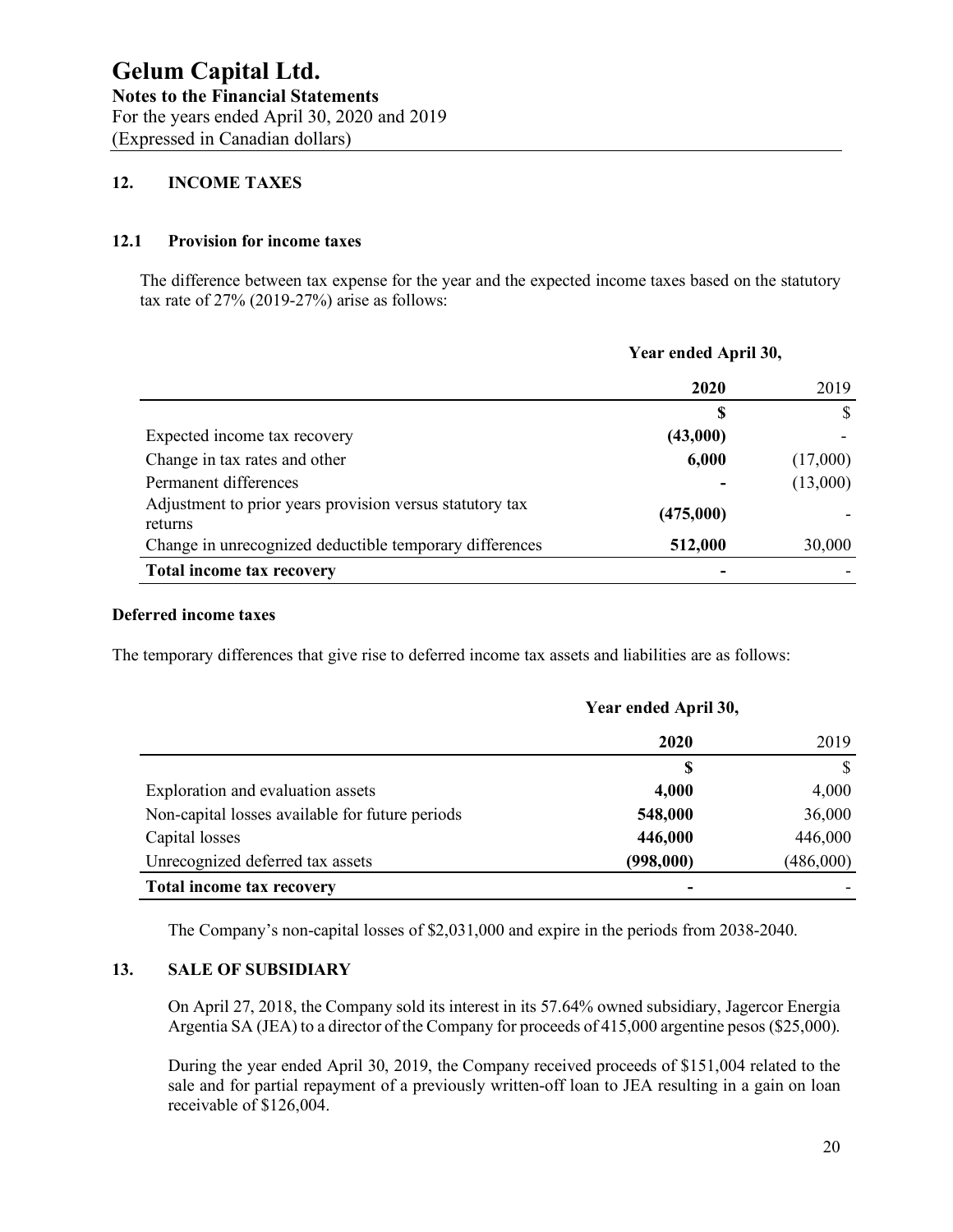# Gelum Capital Ltd.

**Notes to the Financial Statements**
For the years ended April 30, 2020 and 2019
(Expressed in Canadian dollars)

## 12. INCOME TAXES

### 12.1 Provision for income taxes

The difference between tax expense for the year and the expected income taxes based on the statutory tax rate of 27% (2019-27%) arise as follows:

| | Year ended April 30, | |
|---|---|---|
| | **2020** | 2019 |
| | **$** | $ |
| Expected income tax recovery | **(43,000)** | - |
| Change in tax rates and other | **6,000** | (17,000) |
| Permanent differences | **-** | (13,000) |
| Adjustment to prior years provision versus statutory tax returns | **(475,000)** | - |
| Change in unrecognized deductible temporary differences | **512,000** | 30,000 |
| **Total income tax recovery** | **-** | - |

**Deferred income taxes**

The temporary differences that give rise to deferred income tax assets and liabilities are as follows:

| | Year ended April 30, | |
|---|---|---|
| | **2020** | 2019 |
| | **$** | $ |
| Exploration and evaluation assets | **4,000** | 4,000 |
| Non-capital losses available for future periods | **548,000** | 36,000 |
| Capital losses | **446,000** | 446,000 |
| Unrecognized deferred tax assets | **(998,000)** | (486,000) |
| **Total income tax recovery** | **-** | - |

The Company's non-capital losses of $2,031,000 and expire in the periods from 2038-2040.

## 13. SALE OF SUBSIDIARY

On April 27, 2018, the Company sold its interest in its 57.64% owned subsidiary, Jagercor Energia Argentia SA (JEA) to a director of the Company for proceeds of 415,000 argentine pesos ($25,000).

During the year ended April 30, 2019, the Company received proceeds of $151,004 related to the sale and for partial repayment of a previously written-off loan to JEA resulting in a gain on loan receivable of $126,004.